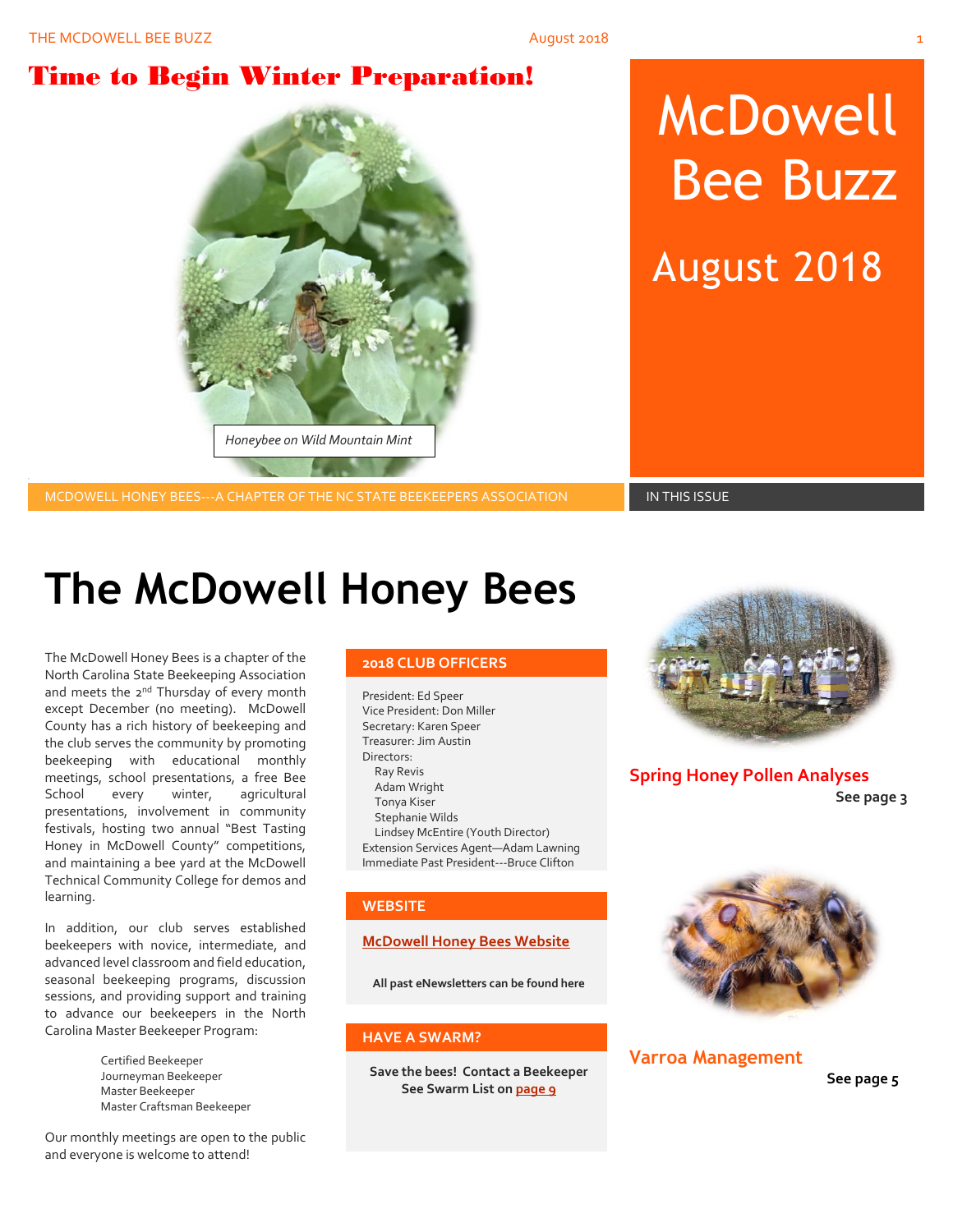# Time to Begin Winter Preparation!

*Honeybee on Wild Mountain Mint*

# McDowell Bee Buzz

## August 2018

MCDOWELL HONEY BEES---A CHAPTER OF THE NC STATE BEEKEEPERS ASSOCIATION

IN THIS ISSUE

# The McDowell Honey Bees

The McDowell Honey Bees is a chapter of the North Carolina State Beekeeping Association and meets the 2nd Thursday of every month except December (no meeting). McDowell County has a rich history of beekeeping and the club serves the community by promoting beekeeping with educational monthly meetings, school presentations, a free Bee School every winter, agricultural presentations, involvement in community festivals, hosting two annual "Best Tasting Honey in McDowell County" competitions, and maintaining a bee yard at the McDowell Technical Community College for demos and learning.

In addition, our club serves established beekeepers with novice, intermediate, and advanced level classroom and field education, seasonal beekeeping programs, discussion sessions, and providing support and training to advance our beekeepers in the North Carolina Master Beekeeper Program:

- Certified Beekeeper
- Journeyman Beekeeper
- Master Beekeeper
- Master Craftsman Beekeeper

Our monthly meetings are open to the public and everyone is welcome to attend!

### 2018 CLUB OFFICERS

President: Ed Speer
Vice President: Don Miller
Secretary: Karen Speer
Treasurer: Jim Austin
Directors:
- Ray Revis
- Adam Wright
- Tonya Kiser
- Stephanie Wilds
- Lindsey McEntire (Youth Director)

Extension Services Agent—Adam Lawning
Immediate Past President---Bruce Clifton

### WEBSITE

**McDowell Honey Bees Website**

**All past eNewsletters can be found here**

### HAVE A SWARM?

**Save the bees! Contact a Beekeeper**
**See Swarm List on page 9**

### Spring Honey Pollen Analyses

**See page 3**

### Varroa Management

**See page 5**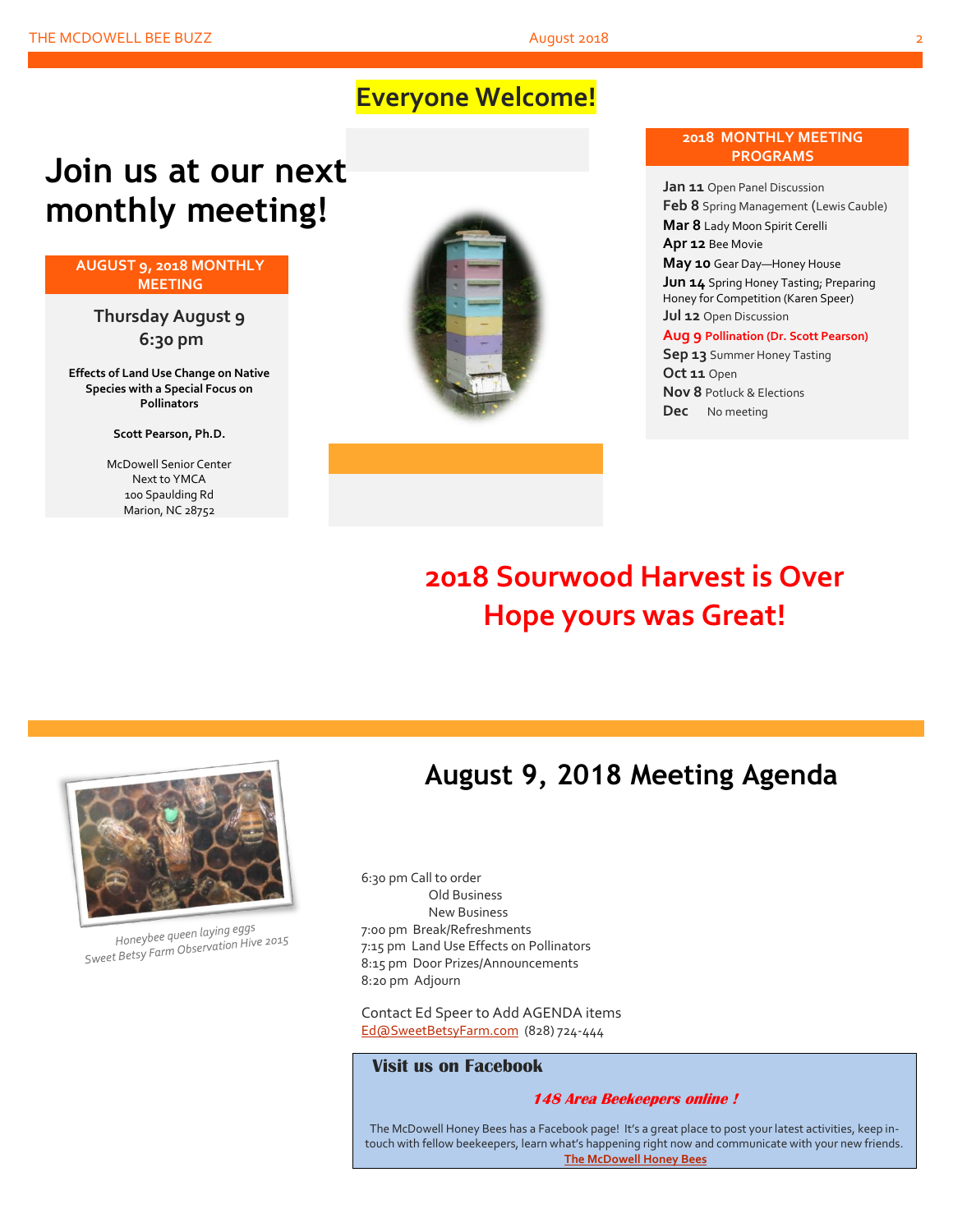**Everyone Welcome!**

# Join us at our next monthly meeting!

## AUGUST 9, 2018 MONTHLY MEETING

Thursday August 9
6:30 pm

**Effects of Land Use Change on Native Species with a Special Focus on Pollinators**

**Scott Pearson, Ph.D.**

McDowell Senior Center
Next to YMCA
100 Spaulding Rd
Marion, NC 28752

## 2018 MONTHLY MEETING PROGRAMS

- **Jan 11** Open Panel Discussion
- **Feb 8** Spring Management (Lewis Cauble)
- **Mar 8** Lady Moon Spirit Cerelli
- **Apr 12** Bee Movie
- **May 10** Gear Day—Honey House
- **Jun 14** Spring Honey Tasting; Preparing Honey for Competition (Karen Speer)
- **Jul 12** Open Discussion
- **Aug 9** **Pollination (Dr. Scott Pearson)**
- **Sep 13** Summer Honey Tasting
- **Oct 11** Open
- **Nov 8** Potluck & Elections
- **Dec** No meeting

## 2018 Sourwood Harvest is Over Hope yours was Great!

*Honeybee queen laying eggs*
*Sweet Betsy Farm Observation Hive 2015*

# August 9, 2018 Meeting Agenda

6:30 pm Call to order
- Old Business
- New Business

7:00 pm Break/Refreshments
7:15 pm Land Use Effects on Pollinators
8:15 pm Door Prizes/Announcements
8:20 pm Adjourn

Contact Ed Speer to Add AGENDA items
Ed@SweetBetsyFarm.com (828) 724-444

### Visit us on Facebook

***148 Area Beekeepers online !***

The McDowell Honey Bees has a Facebook page! It's a great place to post your latest activities, keep in-touch with fellow beekeepers, learn what's happening right now and communicate with your new friends.
**The McDowell Honey Bees**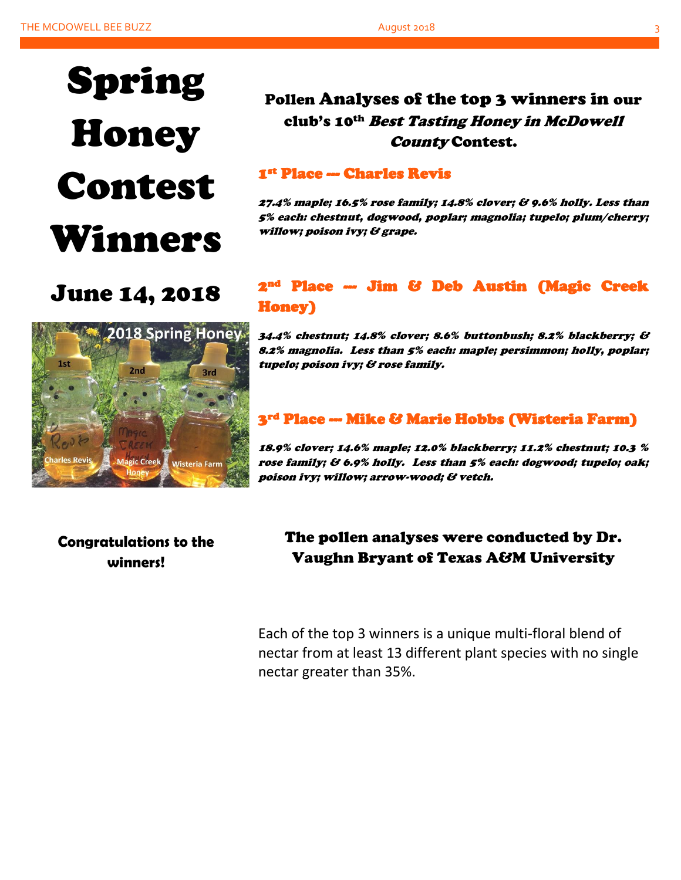# Spring Honey Contest Winners

## June 14, 2018

**Congratulations to the winners!**

## Pollen Analyses of the top 3 winners in our club's 10th *Best Tasting Honey in McDowell County* Contest.

### 1st Place --- Charles Revis

***27.4% maple; 16.5% rose family; 14.8% clover; & 9.6% holly. Less than 5% each: chestnut, dogwood, poplar; magnolia; tupelo; plum/cherry; willow; poison ivy; & grape.***

### 2nd Place --- Jim & Deb Austin (Magic Creek Honey)

***34.4% chestnut; 14.8% clover; 8.6% buttonbush; 8.2% blackberry; & 8.2% magnolia. Less than 5% each: maple; persimmon; holly, poplar; tupelo; poison ivy; & rose family.***

### 3rd Place --- Mike & Marie Hobbs (Wisteria Farm)

***18.9% clover; 14.6% maple; 12.0% blackberry; 11.2% chestnut; 10.3 % rose family; & 6.9% holly. Less than 5% each: dogwood; tupelo; oak; poison ivy; willow; arrow-wood; & vetch.***

**The pollen analyses were conducted by Dr. Vaughn Bryant of Texas A&M University**

Each of the top 3 winners is a unique multi-floral blend of nectar from at least 13 different plant species with no single nectar greater than 35%.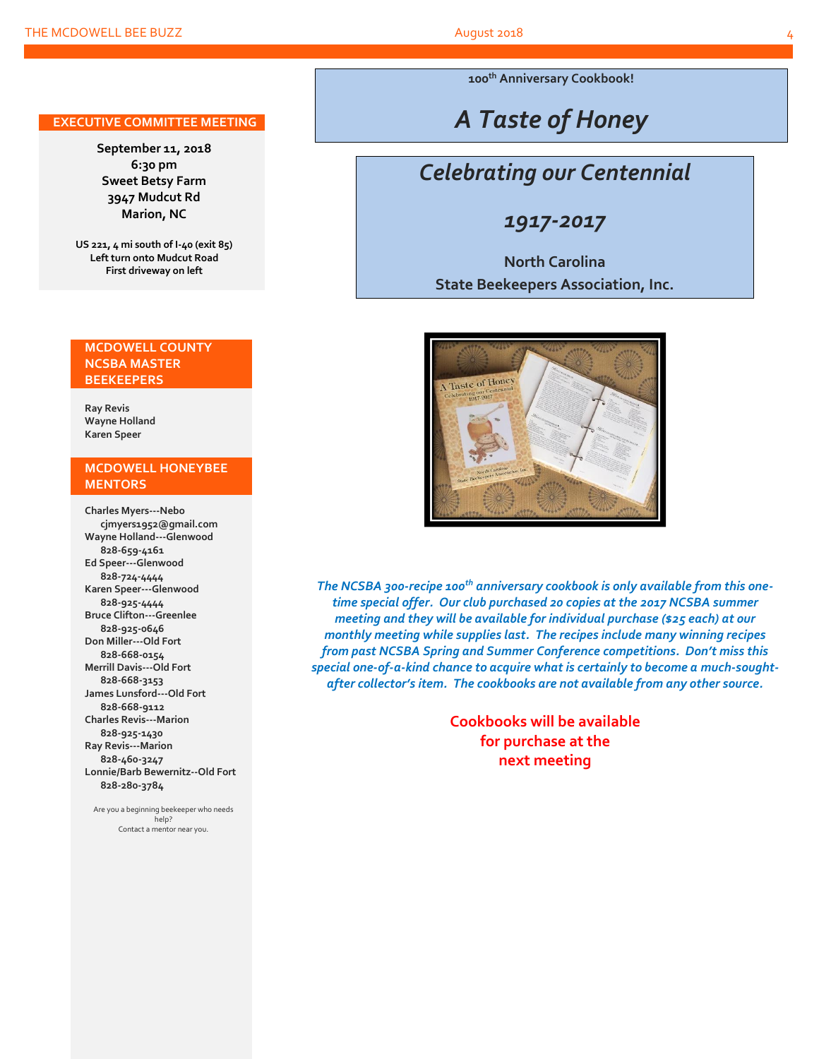## EXECUTIVE COMMITTEE MEETING

**September 11, 2018**
**6:30 pm**
**Sweet Betsy Farm**
**3947 Mudcut Rd**
**Marion, NC**

**US 221, 4 mi south of I-40 (exit 85)**
**Left turn onto Mudcut Road**
**First driveway on left**

## MCDOWELL COUNTY NCSBA MASTER BEEKEEPERS

**Ray Revis**
**Wayne Holland**
**Karen Speer**

## MCDOWELL HONEYBEE MENTORS

**Charles Myers---Nebo**
cjmyers1952@gmail.com
**Wayne Holland---Glenwood**
828-659-4161
**Ed Speer---Glenwood**
828-724-4444
**Karen Speer---Glenwood**
828-925-4444
**Bruce Clifton---Greenlee**
828-925-0646
**Don Miller---Old Fort**
828-668-0154
**Merrill Davis---Old Fort**
828-668-3153
**James Lunsford---Old Fort**
828-668-9112
**Charles Revis---Marion**
828-925-1430
**Ray Revis---Marion**
828-460-3247
**Lonnie/Barb Bewernitz--Old Fort**
828-280-3784

Are you a beginning beekeeper who needs help?
Contact a mentor near you.

**100th Anniversary Cookbook!**

# *A Taste of Honey*

## *Celebrating our Centennial*

## *1917-2017*

**North Carolina**
**State Beekeepers Association, Inc.**

*The NCSBA 300-recipe 100th anniversary cookbook is only available from this one-time special offer. Our club purchased 20 copies at the 2017 NCSBA summer meeting and they will be available for individual purchase ($25 each) at our monthly meeting while supplies last. The recipes include many winning recipes from past NCSBA Spring and Summer Conference competitions. Don't miss this special one-of-a-kind chance to acquire what is certainly to become a much-sought-after collector's item. The cookbooks are not available from any other source.*

**Cookbooks will be available for purchase at the next meeting**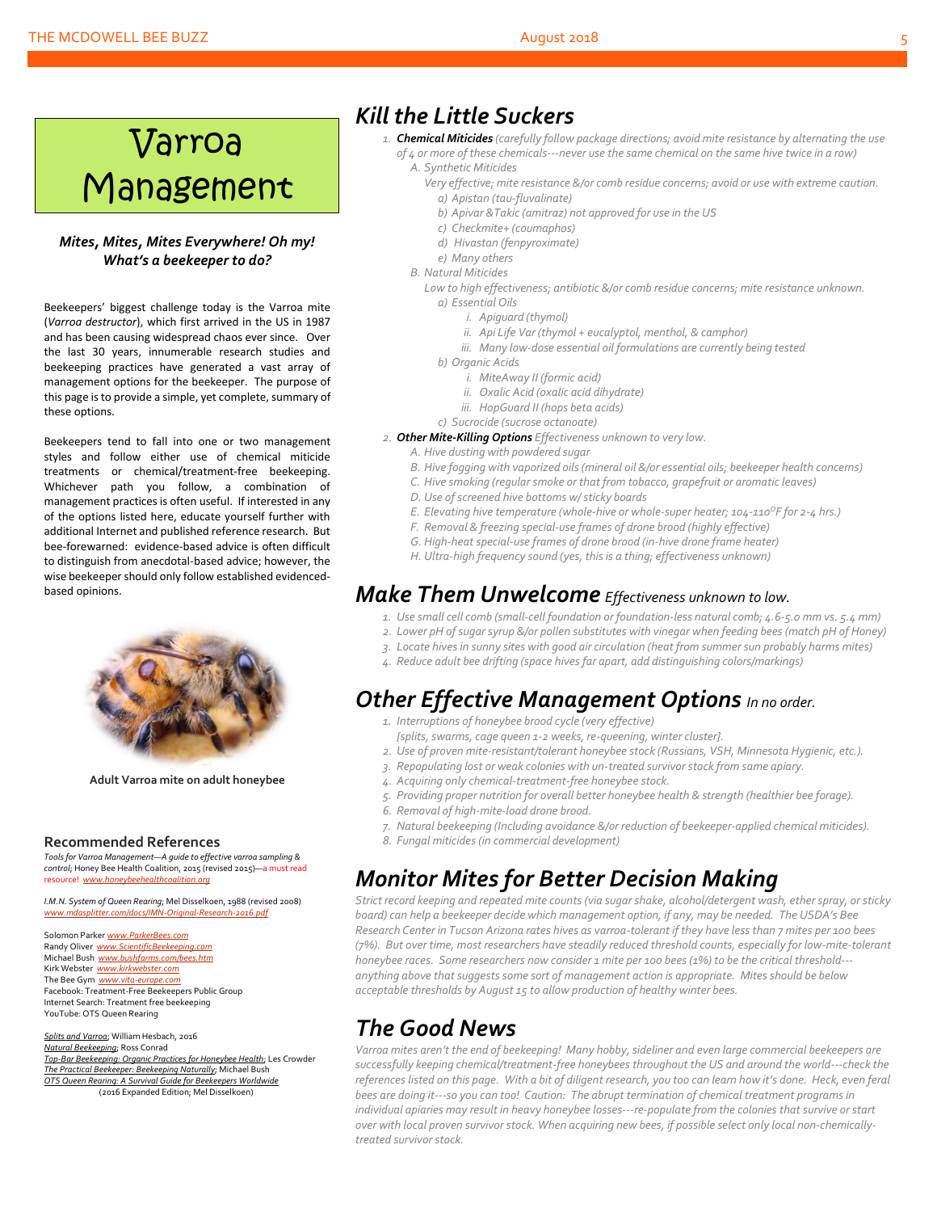# Varroa Management

***Mites, Mites, Mites Everywhere! Oh my! What's a beekeeper to do?***

Beekeepers' biggest challenge today is the Varroa mite (*Varroa destructor*), which first arrived in the US in 1987 and has been causing widespread chaos ever since. Over the last 30 years, innumerable research studies and beekeeping practices have generated a vast array of management options for the beekeeper. The purpose of this page is to provide a simple, yet complete, summary of these options.

Beekeepers tend to fall into one or two management styles and follow either use of chemical miticide treatments or chemical/treatment-free beekeeping. Whichever path you follow, a combination of management practices is often useful. If interested in any of the options listed here, educate yourself further with additional Internet and published reference research. But bee-forewarned: evidence-based advice is often difficult to distinguish from anecdotal-based advice; however, the wise beekeeper should only follow established evidenced-based opinions.

**Adult Varroa mite on adult honeybee**

## Recommended References

*Tools for Varroa Management—A guide to effective varroa sampling & control*; Honey Bee Health Coalition, 2015 (revised 2015)—a must read resource! www.honeybeehealthcoalition.org

*I.M.N. System of Queen Rearing*; Mel Disselkoen, 1988 (revised 2008) www.mdasplitter.com/docs/IMN-Original-Research-2016.pdf

Solomon Parker www.ParkerBees.com
Randy Oliver www.ScientificBeekeeping.com
Michael Bush www.bushfarms.com/bees.htm
Kirk Webster www.kirkwebster.com
The Bee Gym www.vita-europe.com
Facebook: Treatment-Free Beekeepers Public Group
Internet Search: Treatment free beekeeping
YouTube: OTS Queen Rearing

*Splits and Varroa*; William Hesbach, 2016
*Natural Beekeeping*; Ross Conrad
*Top-Bar Beekeeping: Organic Practices for Honeybee Health*; Les Crowder
*The Practical Beekeeper: Beekeeping Naturally*; Michael Bush
*OTS Queen Rearing: A Survival Guide for Beekeepers Worldwide* (2016 Expanded Edition; Mel Disselkoen)

## Kill the Little Suckers

1. ***Chemical Miticides*** *(carefully follow package directions; avoid mite resistance by alternating the use of 4 or more of these chemicals---never use the same chemical on the same hive twice in a row)*
   A. *Synthetic Miticides*
      *Very effective; mite resistance &/or comb residue concerns; avoid or use with extreme caution.*
      a) *Apistan (tau-fluvalinate)*
      b) *Apivar & Takic (amitraz) not approved for use in the US*
      c) *Checkmite+ (coumaphos)*
      d) *Hivastan (fenpyroximate)*
      e) *Many others*
   B. *Natural Miticides*
      *Low to high effectiveness; antibiotic &/or comb residue concerns; mite resistance unknown.*
      a) *Essential Oils*
         i. *Apiguard (thymol)*
         ii. *Api Life Var (thymol + eucalyptol, menthol, & camphor)*
         iii. *Many low-dose essential oil formulations are currently being tested*
      b) *Organic Acids*
         i. *MiteAway II (formic acid)*
         ii. *Oxalic Acid (oxalic acid dihydrate)*
         iii. *HopGuard II (hops beta acids)*
      c) *Sucrocide (sucrose octanoate)*
2. ***Other Mite-Killing Options*** *Effectiveness unknown to very low.*
   A. *Hive dusting with powdered sugar*
   B. *Hive fogging with vaporized oils (mineral oil &/or essential oils; beekeeper health concerns)*
   C. *Hive smoking (regular smoke or that from tobacco, grapefruit or aromatic leaves)*
   D. *Use of screened hive bottoms w/ sticky boards*
   E. *Elevating hive temperature (whole-hive or whole-super heater; 104-110°F for 2-4 hrs.)*
   F. *Removal & freezing special-use frames of drone brood (highly effective)*
   G. *High-heat special-use frames of drone brood (in-hive drone frame heater)*
   H. *Ultra-high frequency sound (yes, this is a thing; effectiveness unknown)*

## Make Them Unwelcome *Effectiveness unknown to low.*

1. *Use small cell comb (small-cell foundation or foundation-less natural comb; 4.6-5.0 mm vs. 5.4 mm)*
2. *Lower pH of sugar syrup &/or pollen substitutes with vinegar when feeding bees (match pH of Honey)*
3. *Locate hives in sunny sites with good air circulation (heat from summer sun probably harms mites)*
4. *Reduce adult bee drifting (space hives far apart, add distinguishing colors/markings)*

## Other Effective Management Options *In no order.*

1. *Interruptions of honeybee brood cycle (very effective)*
   *{splits, swarms, cage queen 1-2 weeks, re-queening, winter cluster}.*
2. *Use of proven mite-resistant/tolerant honeybee stock (Russians, VSH, Minnesota Hygienic, etc.).*
3. *Repopulating lost or weak colonies with un-treated survivor stock from same apiary.*
4. *Acquiring only chemical-treatment-free honeybee stock.*
5. *Providing proper nutrition for overall better honeybee health & strength (healthier bee forage).*
6. *Removal of high-mite-load drone brood.*
7. *Natural beekeeping (Including avoidance &/or reduction of beekeeper-applied chemical miticides).*
8. *Fungal miticides (in commercial development)*

## Monitor Mites for Better Decision Making

*Strict record keeping and repeated mite counts (via sugar shake, alcohol/detergent wash, ether spray, or sticky board) can help a beekeeper decide which management option, if any, may be needed. The USDA's Bee Research Center in Tucson Arizona rates hives as varroa-tolerant if they have less than 7 mites per 100 bees (7%). But over time, most researchers have steadily reduced threshold counts, especially for low-mite-tolerant honeybee races. Some researchers now consider 1 mite per 100 bees (1%) to be the critical threshold---anything above that suggests some sort of management action is appropriate. Mites should be below acceptable thresholds by August 15 to allow production of healthy winter bees.*

## The Good News

*Varroa mites aren't the end of beekeeping! Many hobby, sideliner and even large commercial beekeepers are successfully keeping chemical/treatment-free honeybees throughout the US and around the world---check the references listed on this page. With a bit of diligent research, you too can learn how it's done. Heck, even feral bees are doing it---so you can too! Caution: The abrupt termination of chemical treatment programs in individual apiaries may result in heavy honeybee losses---re-populate from the colonies that survive or start over with local proven survivor stock. When acquiring new bees, if possible select only local non-chemically-treated survivor stock.*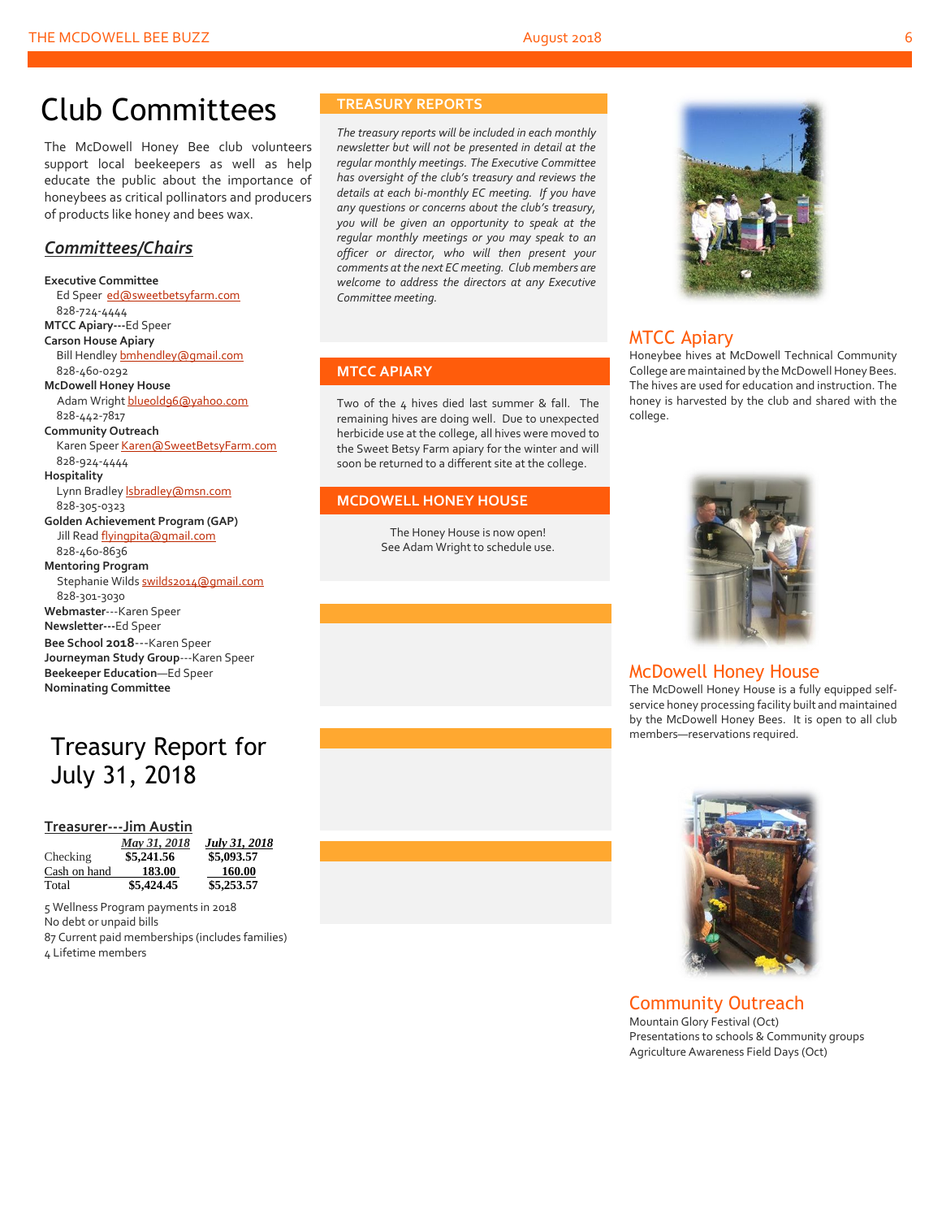# Club Committees

The McDowell Honey Bee club volunteers support local beekeepers as well as help educate the public about the importance of honeybees as critical pollinators and producers of products like honey and bees wax.

## *Committees/Chairs*

**Executive Committee**
Ed Speer ed@sweetbetsyfarm.com
828-724-4444

**MTCC Apiary**---Ed Speer

**Carson House Apiary**
Bill Hendley bmhendley@gmail.com
828-460-0292

**McDowell Honey House**
Adam Wright blueoldg6@yahoo.com
828-442-7817

**Community Outreach**
Karen Speer Karen@SweetBetsyFarm.com
828-924-4444

**Hospitality**
Lynn Bradley lsbradley@msn.com
828-305-0323

**Golden Achievement Program (GAP)**
Jill Read flyingpita@gmail.com
828-460-8636

**Mentoring Program**
Stephanie Wilds swilds2014@gmail.com
828-301-3030

**Webmaster**---Karen Speer
**Newsletter**---Ed Speer
**Bee School 2018**---Karen Speer
**Journeyman Study Group**---Karen Speer
**Beekeeper Education**—Ed Speer
**Nominating Committee**

# Treasury Report for July 31, 2018

**Treasurer---Jim Austin**

| | *May 31, 2018* | *July 31, 2018* |
|---|---|---|
| Checking | $5,241.56 | $5,093.57 |
| Cash on hand | 183.00 | 160.00 |
| Total | $5,424.45 | $5,253.57 |

5 Wellness Program payments in 2018
No debt or unpaid bills
87 Current paid memberships (includes families)
4 Lifetime members

## TREASURY REPORTS

*The treasury reports will be included in each monthly newsletter but will not be presented in detail at the regular monthly meetings. The Executive Committee has oversight of the club's treasury and reviews the details at each bi-monthly EC meeting. If you have any questions or concerns about the club's treasury, you will be given an opportunity to speak at the regular monthly meetings or you may speak to an officer or director, who will then present your comments at the next EC meeting. Club members are welcome to address the directors at any Executive Committee meeting.*

## MTCC APIARY

Two of the 4 hives died last summer & fall. The remaining hives are doing well. Due to unexpected herbicide use at the college, all hives were moved to the Sweet Betsy Farm apiary for the winter and will soon be returned to a different site at the college.

## MCDOWELL HONEY HOUSE

The Honey House is now open!
See Adam Wright to schedule use.

## MTCC Apiary

Honeybee hives at McDowell Technical Community College are maintained by the McDowell Honey Bees. The hives are used for education and instruction. The honey is harvested by the club and shared with the college.

## McDowell Honey House

The McDowell Honey House is a fully equipped self-service honey processing facility built and maintained by the McDowell Honey Bees. It is open to all club members—reservations required.

## Community Outreach

Mountain Glory Festival (Oct)
Presentations to schools & Community groups
Agriculture Awareness Field Days (Oct)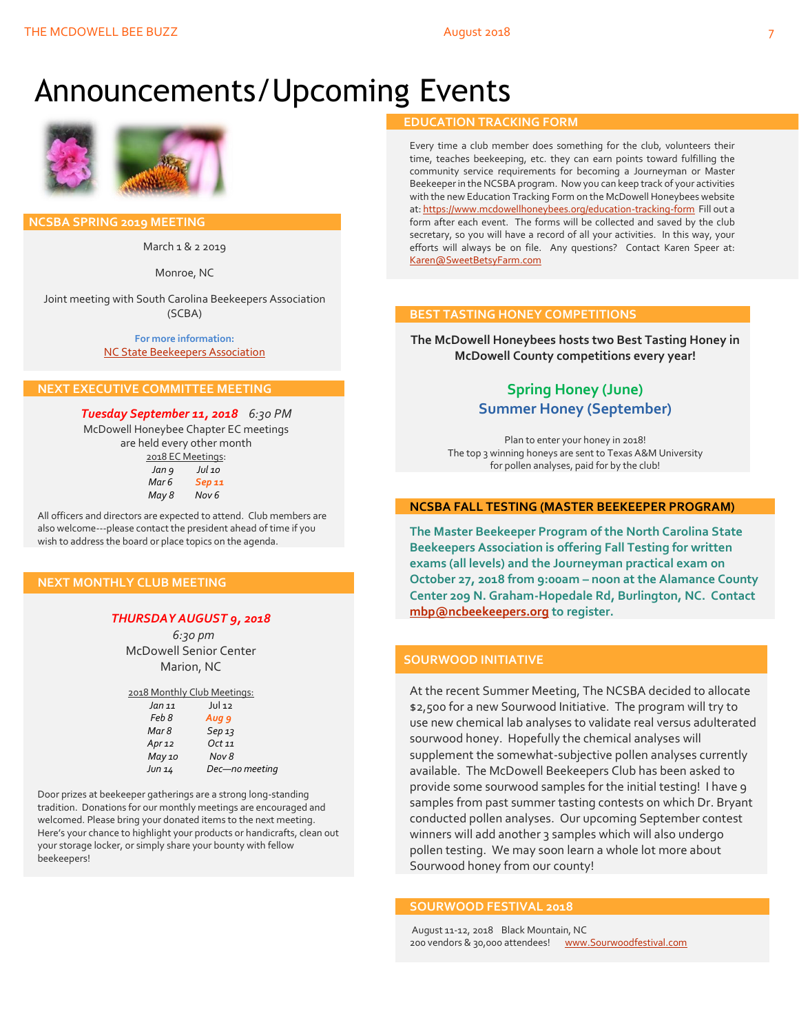# Announcements/Upcoming Events

## NCSBA SPRING 2019 MEETING

March 1 & 2 2019

Monroe, NC

Joint meeting with South Carolina Beekeepers Association (SCBA)

For more information:
NC State Beekeepers Association

## NEXT EXECUTIVE COMMITTEE MEETING

***Tuesday September 11, 2018*** *6:30 PM*

McDowell Honeybee Chapter EC meetings are held every other month

2018 EC Meetings:

| | |
|---|---|
| *Jan 9* | *Jul 10* |
| *Mar 6* | ***Sep 11*** |
| *May 8* | *Nov 6* |

All officers and directors are expected to attend. Club members are also welcome---please contact the president ahead of time if you wish to address the board or place topics on the agenda.

## NEXT MONTHLY CLUB MEETING

***THURSDAY AUGUST 9, 2018***

*6:30 pm*

McDowell Senior Center

Marion, NC

2018 Monthly Club Meetings:

| | |
|---|---|
| *Jan 11* | *Jul 12* |
| *Feb 8* | ***Aug 9*** |
| *Mar 8* | *Sep 13* |
| *Apr 12* | *Oct 11* |
| *May 10* | *Nov 8* |
| *Jun 14* | *Dec—no meeting* |

Door prizes at beekeeper gatherings are a strong long-standing tradition. Donations for our monthly meetings are encouraged and welcomed. Please bring your donated items to the next meeting. Here's your chance to highlight your products or handicrafts, clean out your storage locker, or simply share your bounty with fellow beekeepers!

## EDUCATION TRACKING FORM

Every time a club member does something for the club, volunteers their time, teaches beekeeping, etc. they can earn points toward fulfilling the community service requirements for becoming a Journeyman or Master Beekeeper in the NCSBA program. Now you can keep track of your activities with the new Education Tracking Form on the McDowell Honeybees website at: https://www.mcdowellhoneybees.org/education-tracking-form Fill out a form after each event. The forms will be collected and saved by the club secretary, so you will have a record of all your activities. In this way, your efforts will always be on file. Any questions? Contact Karen Speer at: Karen@SweetBetsyFarm.com

## BEST TASTING HONEY COMPETITIONS

**The McDowell Honeybees hosts two Best Tasting Honey in McDowell County competitions every year!**

**Spring Honey (June)**
**Summer Honey (September)**

Plan to enter your honey in 2018!
The top 3 winning honeys are sent to Texas A&M University for pollen analyses, paid for by the club!

## NCSBA FALL TESTING (MASTER BEEKEEPER PROGRAM)

**The Master Beekeeper Program of the North Carolina State Beekeepers Association is offering Fall Testing for written exams (all levels) and the Journeyman practical exam on October 27, 2018 from 9:00am – noon at the Alamance County Center 209 N. Graham-Hopedale Rd, Burlington, NC. Contact mbp@ncbeekeepers.org to register.**

## SOURWOOD INITIATIVE

At the recent Summer Meeting, The NCSBA decided to allocate $2,500 for a new Sourwood Initiative. The program will try to use new chemical lab analyses to validate real versus adulterated sourwood honey. Hopefully the chemical analyses will supplement the somewhat-subjective pollen analyses currently available. The McDowell Beekeepers Club has been asked to provide some sourwood samples for the initial testing! I have 9 samples from past summer tasting contests on which Dr. Bryant conducted pollen analyses. Our upcoming September contest winners will add another 3 samples which will also undergo pollen testing. We may soon learn a whole lot more about Sourwood honey from our county!

## SOURWOOD FESTIVAL 2018

August 11-12, 2018 Black Mountain, NC
200 vendors & 30,000 attendees! www.Sourwoodfestival.com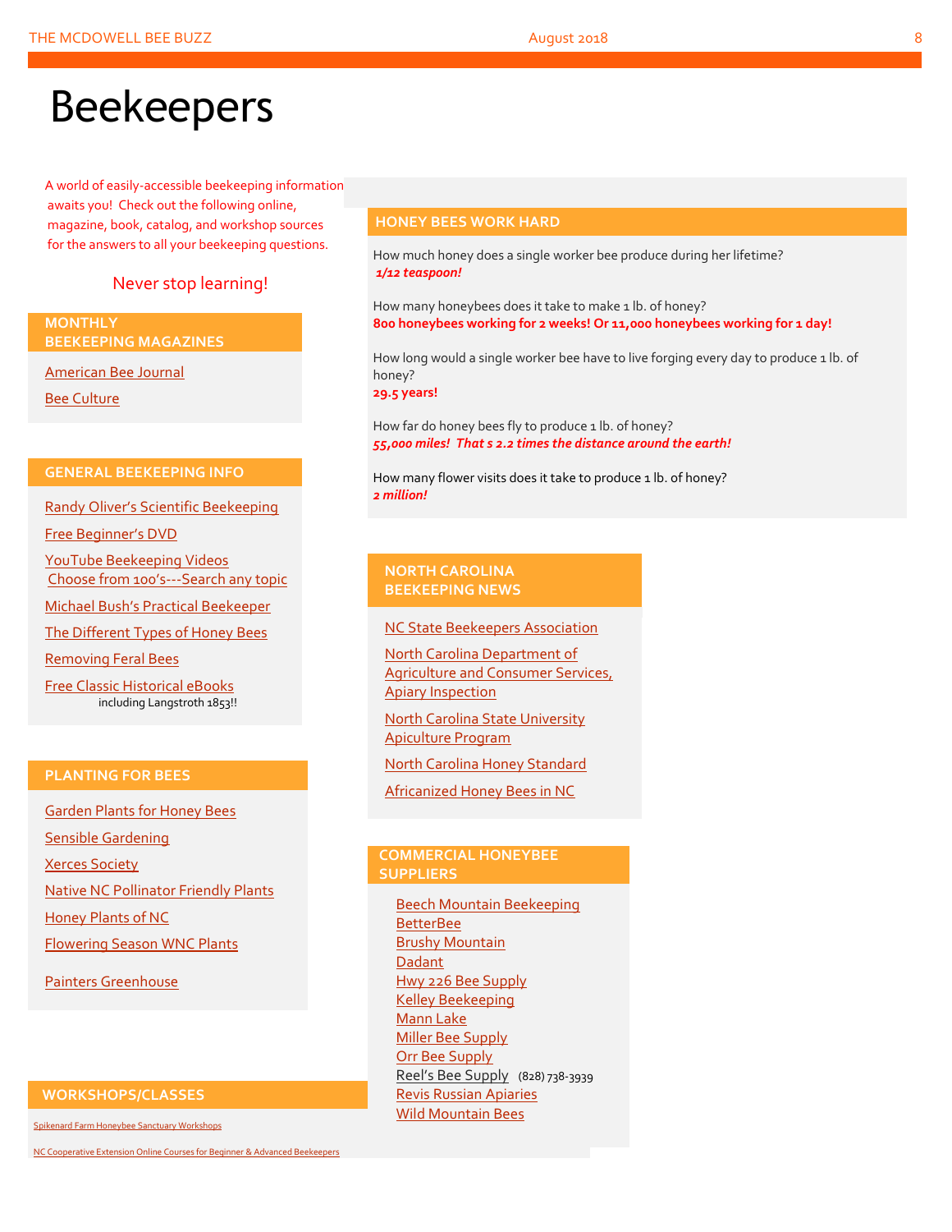# Beekeepers

A world of easily-accessible beekeeping information awaits you! Check out the following online, magazine, book, catalog, and workshop sources for the answers to all your beekeeping questions.

Never stop learning!

## MONTHLY BEEKEEPING MAGAZINES

American Bee Journal

Bee Culture

## GENERAL BEEKEEPING INFO

Randy Oliver's Scientific Beekeeping

Free Beginner's DVD

YouTube Beekeeping Videos
Choose from 100's---Search any topic

Michael Bush's Practical Beekeeper

The Different Types of Honey Bees

Removing Feral Bees

Free Classic Historical eBooks
including Langstroth 1853!!

## PLANTING FOR BEES

Garden Plants for Honey Bees

Sensible Gardening

Xerces Society

Native NC Pollinator Friendly Plants

Honey Plants of NC

Flowering Season WNC Plants

Painters Greenhouse

## WORKSHOPS/CLASSES

Spikenard Farm Honeybee Sanctuary Workshops

NC Cooperative Extension Online Courses for Beginner & Advanced Beekeepers

## HONEY BEES WORK HARD

How much honey does a single worker bee produce during her lifetime?
***1/12 teaspoon!***

How many honeybees does it take to make 1 lb. of honey?
**800 honeybees working for 2 weeks! Or 11,000 honeybees working for 1 day!**

How long would a single worker bee have to live forging every day to produce 1 lb. of honey?
**29.5 years!**

How far do honey bees fly to produce 1 lb. of honey?
***55,000 miles! That s 2.2 times the distance around the earth!***

How many flower visits does it take to produce 1 lb. of honey?
***2 million!***

## NORTH CAROLINA BEEKEEPING NEWS

NC State Beekeepers Association

North Carolina Department of Agriculture and Consumer Services, Apiary Inspection

North Carolina State University Apiculture Program

North Carolina Honey Standard

Africanized Honey Bees in NC

## COMMERCIAL HONEYBEE SUPPLIERS

Beech Mountain Beekeeping
BetterBee
Brushy Mountain
Dadant
Hwy 226 Bee Supply
Kelley Beekeeping
Mann Lake
Miller Bee Supply
Orr Bee Supply
Reel's Bee Supply (828) 738-3939
Revis Russian Apiaries
Wild Mountain Bees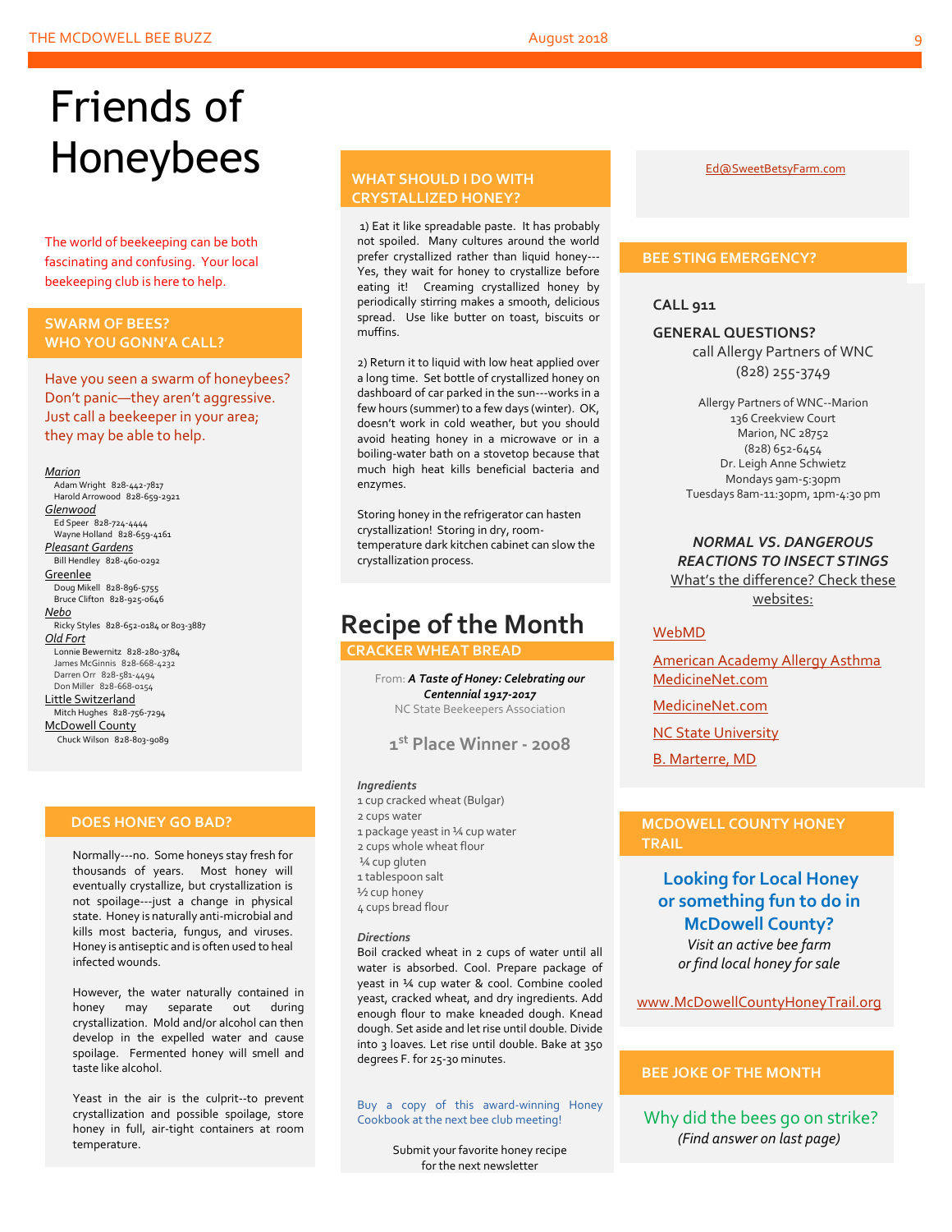# Friends of Honeybees

The world of beekeeping can be both fascinating and confusing. Your local beekeeping club is here to help.

## SWARM OF BEES? WHO YOU GONN'A CALL?

Have you seen a swarm of honeybees? Don't panic—they aren't aggressive. Just call a beekeeper in your area; they may be able to help.

*Marion*
- Adam Wright 828-442-7817
- Harold Arrowood 828-659-2921

*Glenwood*
- Ed Speer 828-724-4444
- Wayne Holland 828-659-4161

*Pleasant Gardens*
- Bill Hendley 828-460-0292

Greenlee
- Doug Mikell 828-896-5755
- Bruce Clifton 828-925-0646

*Nebo*
- Ricky Styles 828-652-0184 or 803-3887

*Old Fort*
- Lonnie Bewernitz 828-280-3784
- James McGinnis 828-668-4232
- Darren Orr 828-581-4494
- Don Miller 828-668-0154

Little Switzerland
- Mitch Hughes 828-756-7294

McDowell County
- Chuck Wilson 828-803-9089

## DOES HONEY GO BAD?

Normally---no. Some honeys stay fresh for thousands of years. Most honey will eventually crystallize, but crystallization is not spoilage---just a change in physical state. Honey is naturally anti-microbial and kills most bacteria, fungus, and viruses. Honey is antiseptic and is often used to heal infected wounds.

However, the water naturally contained in honey may separate out during crystallization. Mold and/or alcohol can then develop in the expelled water and cause spoilage. Fermented honey will smell and taste like alcohol.

Yeast in the air is the culprit--to prevent crystallization and possible spoilage, store honey in full, air-tight containers at room temperature.

## WHAT SHOULD I DO WITH CRYSTALLIZED HONEY?

1) Eat it like spreadable paste. It has probably not spoiled. Many cultures around the world prefer crystallized rather than liquid honey---Yes, they wait for honey to crystallize before eating it! Creaming crystallized honey by periodically stirring makes a smooth, delicious spread. Use like butter on toast, biscuits or muffins.

2) Return it to liquid with low heat applied over a long time. Set bottle of crystallized honey on dashboard of car parked in the sun---works in a few hours (summer) to a few days (winter). OK, doesn't work in cold weather, but you should avoid heating honey in a microwave or in a boiling-water bath on a stovetop because that much high heat kills beneficial bacteria and enzymes.

Storing honey in the refrigerator can hasten crystallization! Storing in dry, room-temperature dark kitchen cabinet can slow the crystallization process.

## Recipe of the Month

### CRACKER WHEAT BREAD

From: ***A Taste of Honey: Celebrating our Centennial 1917-2017***
NC State Beekeepers Association

**1st Place Winner - 2008**

***Ingredients***
- 1 cup cracked wheat (Bulgar)
- 2 cups water
- 1 package yeast in ¼ cup water
- 2 cups whole wheat flour
- ¼ cup gluten
- 1 tablespoon salt
- ½ cup honey
- 4 cups bread flour

***Directions***

Boil cracked wheat in 2 cups of water until all water is absorbed. Cool. Prepare package of yeast in ¼ cup water & cool. Combine cooled yeast, cracked wheat, and dry ingredients. Add enough flour to make kneaded dough. Knead dough. Set aside and let rise until double. Divide into 3 loaves. Let rise until double. Bake at 350 degrees F. for 25-30 minutes.

Buy a copy of this award-winning Honey Cookbook at the next bee club meeting!

Submit your favorite honey recipe for the next newsletter

Ed@SweetBetsyFarm.com

## BEE STING EMERGENCY?

**CALL 911**

**GENERAL QUESTIONS?**
call Allergy Partners of WNC
(828) 255-3749

Allergy Partners of WNC--Marion
136 Creekview Court
Marion, NC 28752
(828) 652-6454
Dr. Leigh Anne Schwietz
Mondays 9am-5:30pm
Tuesdays 8am-11:30pm, 1pm-4:30 pm

***NORMAL VS. DANGEROUS REACTIONS TO INSECT STINGS***
What's the difference? Check these websites:

- WebMD
- American Academy Allergy Asthma MedicineNet.com
- MedicineNet.com
- NC State University
- B. Marterre, MD

## MCDOWELL COUNTY HONEY TRAIL

**Looking for Local Honey or something fun to do in McDowell County?**

*Visit an active bee farm or find local honey for sale*

www.McDowellCountyHoneyTrail.org

## BEE JOKE OF THE MONTH

Why did the bees go on strike?
*(Find answer on last page)*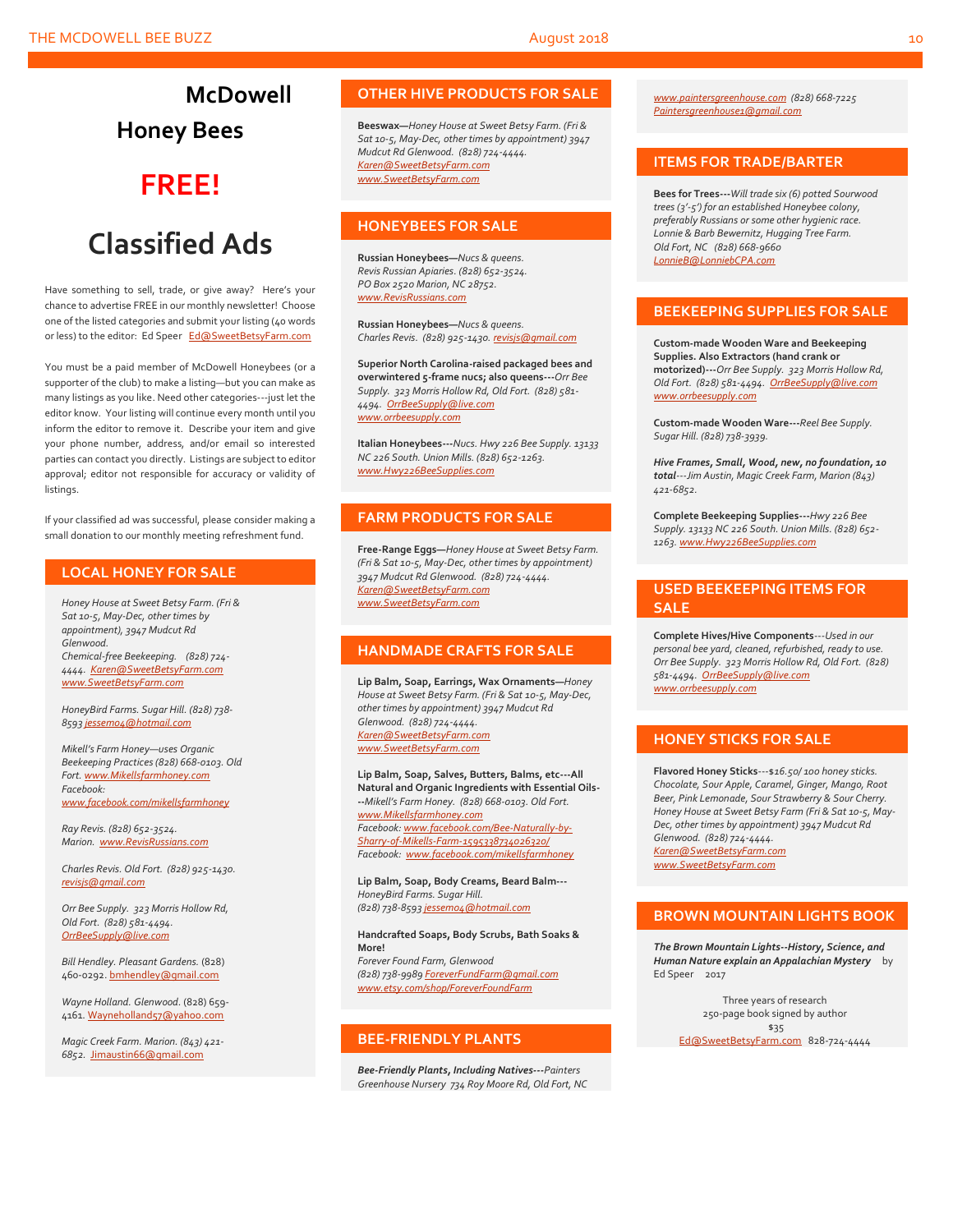# McDowell Honey Bees

# FREE!

# Classified Ads

Have something to sell, trade, or give away? Here's your chance to advertise FREE in our monthly newsletter! Choose one of the listed categories and submit your listing (40 words or less) to the editor: Ed Speer Ed@SweetBetsyFarm.com

You must be a paid member of McDowell Honeybees (or a supporter of the club) to make a listing—but you can make as many listings as you like. Need other categories---just let the editor know. Your listing will continue every month until you inform the editor to remove it. Describe your item and give your phone number, address, and/or email so interested parties can contact you directly. Listings are subject to editor approval; editor not responsible for accuracy or validity of listings.

If your classified ad was successful, please consider making a small donation to our monthly meeting refreshment fund.

## LOCAL HONEY FOR SALE

*Honey House at Sweet Betsy Farm. (Fri & Sat 10-5, May-Dec, other times by appointment), 3947 Mudcut Rd Glenwood. Chemical-free Beekeeping. (828) 724-4444. Karen@SweetBetsyFarm.com www.SweetBetsyFarm.com*

*HoneyBird Farms. Sugar Hill. (828) 738-8593 jessemo4@hotmail.com*

*Mikell's Farm Honey—uses Organic Beekeeping Practices (828) 668-0103. Old Fort. www.Mikellsfarmhoney.com Facebook: www.facebook.com/mikellsfarmhoney*

*Ray Revis. (828) 652-3524. Marion. www.RevisRussians.com*

*Charles Revis. Old Fort. (828) 925-1430. revisjs@gmail.com*

*Orr Bee Supply. 323 Morris Hollow Rd, Old Fort. (828) 581-4494. OrrBeeSupply@live.com*

*Bill Hendley. Pleasant Gardens.* (828) 460-0292. bmhendley@gmail.com

*Wayne Holland. Glenwood.* (828) 659-4161. Wayneholland57@yahoo.com

*Magic Creek Farm. Marion. (843) 421-6852.* Jimaustin66@gmail.com

## OTHER HIVE PRODUCTS FOR SALE

**Beeswax—***Honey House at Sweet Betsy Farm. (Fri & Sat 10-5, May-Dec, other times by appointment) 3947 Mudcut Rd Glenwood. (828) 724-4444. Karen@SweetBetsyFarm.com www.SweetBetsyFarm.com*

## HONEYBEES FOR SALE

**Russian Honeybees—***Nucs & queens. Revis Russian Apiaries. (828) 652-3524. PO Box 2520 Marion, NC 28752. www.RevisRussians.com*

**Russian Honeybees—***Nucs & queens. Charles Revis. (828) 925-1430. revisjs@gmail.com*

**Superior North Carolina-raised packaged bees and overwintered 5-frame nucs; also queens---***Orr Bee Supply. 323 Morris Hollow Rd, Old Fort. (828) 581-4494. OrrBeeSupply@live.com www.orrbeesupply.com*

**Italian Honeybees---***Nucs. Hwy 226 Bee Supply. 13133 NC 226 South. Union Mills. (828) 652-1263. www.Hwy226BeeSupplies.com*

## FARM PRODUCTS FOR SALE

**Free-Range Eggs—***Honey House at Sweet Betsy Farm. (Fri & Sat 10-5, May-Dec, other times by appointment) 3947 Mudcut Rd Glenwood. (828) 724-4444. Karen@SweetBetsyFarm.com www.SweetBetsyFarm.com*

## HANDMADE CRAFTS FOR SALE

**Lip Balm, Soap, Earrings, Wax Ornaments—***Honey House at Sweet Betsy Farm. (Fri & Sat 10-5, May-Dec, other times by appointment) 3947 Mudcut Rd Glenwood. (828) 724-4444. Karen@SweetBetsyFarm.com www.SweetBetsyFarm.com*

**Lip Balm, Soap, Salves, Butters, Balms, etc---All Natural and Organic Ingredients with Essential Oils---***Mikell's Farm Honey. (828) 668-0103. Old Fort. www.Mikellsfarmhoney.com Facebook: www.facebook.com/Bee-Naturally-by-Sharry-of-Mikells-Farm-1595338734026320/ Facebook: www.facebook.com/mikellsfarmhoney*

**Lip Balm, Soap, Body Creams, Beard Balm---** *HoneyBird Farms. Sugar Hill. (828) 738-8593 jessemo4@hotmail.com*

**Handcrafted Soaps, Body Scrubs, Bath Soaks & More!** *Forever Found Farm, Glenwood (828) 738-9989 ForeverFundFarm@gmail.com www.etsy.com/shop/ForeverFoundFarm*

## BEE-FRIENDLY PLANTS

***Bee-Friendly Plants, Including Natives---****Painters Greenhouse Nursery 734 Roy Moore Rd, Old Fort, NC www.paintersgreenhouse.com (828) 668-7225 Paintersgreenhouse1@gmail.com*

## ITEMS FOR TRADE/BARTER

**Bees for Trees---***Will trade six (6) potted Sourwood trees (3'-5') for an established Honeybee colony, preferably Russians or some other hygienic race. Lonnie & Barb Bewernitz, Hugging Tree Farm. Old Fort, NC (828) 668-9660 LonnieB@LonniebCPA.com*

## BEEKEEPING SUPPLIES FOR SALE

**Custom-made Wooden Ware and Beekeeping Supplies. Also Extractors (hand crank or motorized)---***Orr Bee Supply. 323 Morris Hollow Rd, Old Fort. (828) 581-4494. OrrBeeSupply@live.com www.orrbeesupply.com*

**Custom-made Wooden Ware---***Reel Bee Supply. Sugar Hill. (828) 738-3939.*

***Hive Frames, Small, Wood, new, no foundation, 10 total****---Jim Austin, Magic Creek Farm, Marion (843) 421-6852.*

**Complete Beekeeping Supplies---***Hwy 226 Bee Supply. 13133 NC 226 South. Union Mills. (828) 652-1263. www.Hwy226BeeSupplies.com*

## USED BEEKEEPING ITEMS FOR SALE

**Complete Hives/Hive Components**---*Used in our personal bee yard, cleaned, refurbished, ready to use. Orr Bee Supply. 323 Morris Hollow Rd, Old Fort. (828) 581-4494. OrrBeeSupply@live.com www.orrbeesupply.com*

## HONEY STICKS FOR SALE

**Flavored Honey Sticks**---*$16.50/ 100 honey sticks. Chocolate, Sour Apple, Caramel, Ginger, Mango, Root Beer, Pink Lemonade, Sour Strawberry & Sour Cherry. Honey House at Sweet Betsy Farm (Fri & Sat 10-5, May-Dec, other times by appointment) 3947 Mudcut Rd Glenwood. (828) 724-4444. Karen@SweetBetsyFarm.com www.SweetBetsyFarm.com*

## BROWN MOUNTAIN LIGHTS BOOK

***The Brown Mountain Lights--History, Science, and Human Nature explain an Appalachian Mystery*** by Ed Speer 2017

Three years of research
250-page book signed by author
$35
Ed@SweetBetsyFarm.com 828-724-4444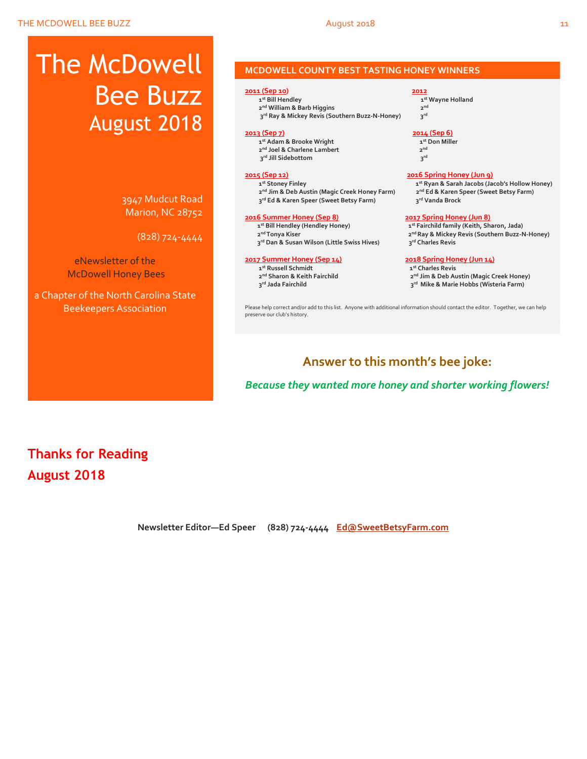# The McDowell Bee Buzz
## August 2018

3947 Mudcut Road
Marion, NC 28752

(828) 724-4444

eNewsletter of the
McDowell Honey Bees

a Chapter of the North Carolina State Beekeepers Association

## MCDOWELL COUNTY BEST TASTING HONEY WINNERS

**2011 (Sep 10)**
- 1st Bill Hendley
- 2nd William & Barb Higgins
- 3rd Ray & Mickey Revis (Southern Buzz-N-Honey)

**2012**
- 1st Wayne Holland
- 2nd
- 3rd

**2013 (Sep 7)**
- 1st Adam & Brooke Wright
- 2nd Joel & Charlene Lambert
- 3rd Jill Sidebottom

**2014 (Sep 6)**
- 1st Don Miller
- 2nd
- 3rd

**2015 (Sep 12)**
- 1st Stoney Finley
- 2nd Jim & Deb Austin (Magic Creek Honey Farm)
- 3rd Ed & Karen Speer (Sweet Betsy Farm)

**2016 Spring Honey (Jun 9)**
- 1st Ryan & Sarah Jacobs (Jacob's Hollow Honey)
- 2nd Ed & Karen Speer (Sweet Betsy Farm)
- 3rd Vanda Brock

**2016 Summer Honey (Sep 8)**
- 1st Bill Hendley (Hendley Honey)
- 2nd Tonya Kiser
- 3rd Dan & Susan Wilson (Little Swiss Hives)

**2017 Spring Honey (Jun 8)**
- 1st Fairchild family (Keith, Sharon, Jada)
- 2nd Ray & Mickey Revis (Southern Buzz-N-Honey)
- 3rd Charles Revis

**2017 Summer Honey (Sep 14)**
- 1st Russell Schmidt
- 2nd Sharon & Keith Fairchild
- 3rd Jada Fairchild

**2018 Spring Honey (Jun 14)**
- 1st Charles Revis
- 2nd Jim & Deb Austin (Magic Creek Honey)
- 3rd Mike & Marie Hobbs (Wisteria Farm)

Please help correct and/or add to this list. Anyone with additional information should contact the editor. Together, we can help preserve our club's history.

## Answer to this month's bee joke:

*Because they wanted more honey and shorter working flowers!*

**Thanks for Reading**
**August 2018**

**Newsletter Editor—Ed Speer (828) 724-4444 Ed@SweetBetsyFarm.com**